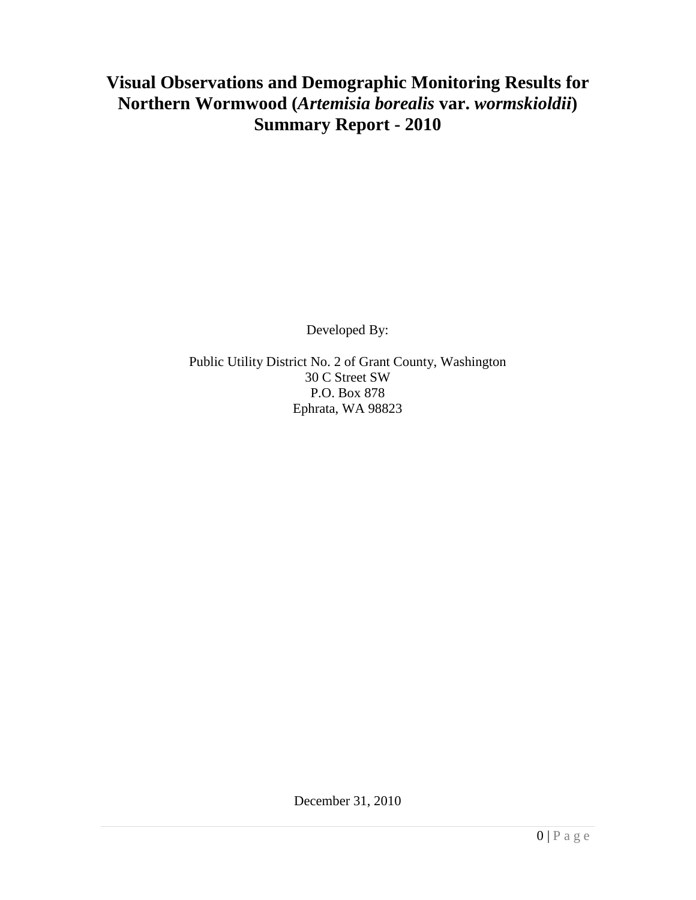# Visual Observations and Demographic Monitoring Results for Northern Wormwood (*Artemisia borealis* var. *wormskioldii*) Summary Report - 2010

Developed By:

Public Utility District No. 2 of Grant County, Washington
30 C Street SW
P.O. Box 878
Ephrata, WA 98823

December 31, 2010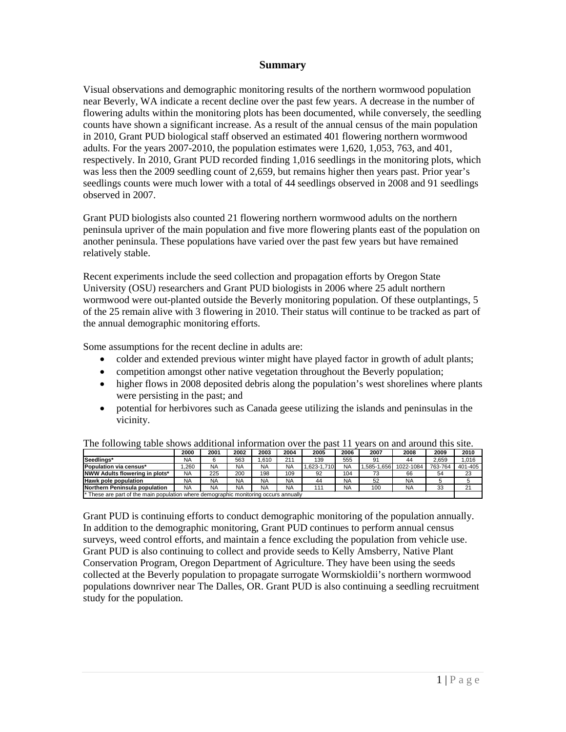# Summary

Visual observations and demographic monitoring results of the northern wormwood population near Beverly, WA indicate a recent decline over the past few years. A decrease in the number of flowering adults within the monitoring plots has been documented, while conversely, the seedling counts have shown a significant increase. As a result of the annual census of the main population in 2010, Grant PUD biological staff observed an estimated 401 flowering northern wormwood adults. For the years 2007-2010, the population estimates were 1,620, 1,053, 763, and 401, respectively. In 2010, Grant PUD recorded finding 1,016 seedlings in the monitoring plots, which was less then the 2009 seedling count of 2,659, but remains higher then years past. Prior year's seedlings counts were much lower with a total of 44 seedlings observed in 2008 and 91 seedlings observed in 2007.

Grant PUD biologists also counted 21 flowering northern wormwood adults on the northern peninsula upriver of the main population and five more flowering plants east of the population on another peninsula. These populations have varied over the past few years but have remained relatively stable.

Recent experiments include the seed collection and propagation efforts by Oregon State University (OSU) researchers and Grant PUD biologists in 2006 where 25 adult northern wormwood were out-planted outside the Beverly monitoring population. Of these outplantings, 5 of the 25 remain alive with 3 flowering in 2010. Their status will continue to be tracked as part of the annual demographic monitoring efforts.

Some assumptions for the recent decline in adults are:

- colder and extended previous winter might have played factor in growth of adult plants;
- competition amongst other native vegetation throughout the Beverly population;
- higher flows in 2008 deposited debris along the population's west shorelines where plants were persisting in the past; and
- potential for herbivores such as Canada geese utilizing the islands and peninsulas in the vicinity.

The following table shows additional information over the past 11 years on and around this site.

| | 2000 | 2001 | 2002 | 2003 | 2004 | 2005 | 2006 | 2007 | 2008 | 2009 | 2010 |
|---|---|---|---|---|---|---|---|---|---|---|---|
| **Seedlings*** | NA | 6 | 563 | 1,610 | 211 | 139 | 555 | 91 | 44 | 2,659 | 1,016 |
| **Population via census*** | 1,260 | NA | NA | NA | NA | 1,623-1,710 | NA | 1,585-1,656 | 1022-1084 | 763-764 | 401-405 |
| **NWW Adults flowering in plots*** | NA | 225 | 200 | 198 | 109 | 92 | 104 | 73 | 66 | 54 | 23 |
| **Hawk pole population** | NA | NA | NA | NA | NA | 44 | NA | 52 | NA | 5 | 5 |
| **Northern Peninsula population** | NA | NA | NA | NA | NA | 111 | NA | 100 | NA | 33 | 21 |
| * These are part of the main population where demographic monitoring occurs annually | | | | | | | | | | | |

Grant PUD is continuing efforts to conduct demographic monitoring of the population annually. In addition to the demographic monitoring, Grant PUD continues to perform annual census surveys, weed control efforts, and maintain a fence excluding the population from vehicle use. Grant PUD is also continuing to collect and provide seeds to Kelly Amsberry, Native Plant Conservation Program, Oregon Department of Agriculture. They have been using the seeds collected at the Beverly population to propagate surrogate Wormskioldii's northern wormwood populations downriver near The Dalles, OR. Grant PUD is also continuing a seedling recruitment study for the population.